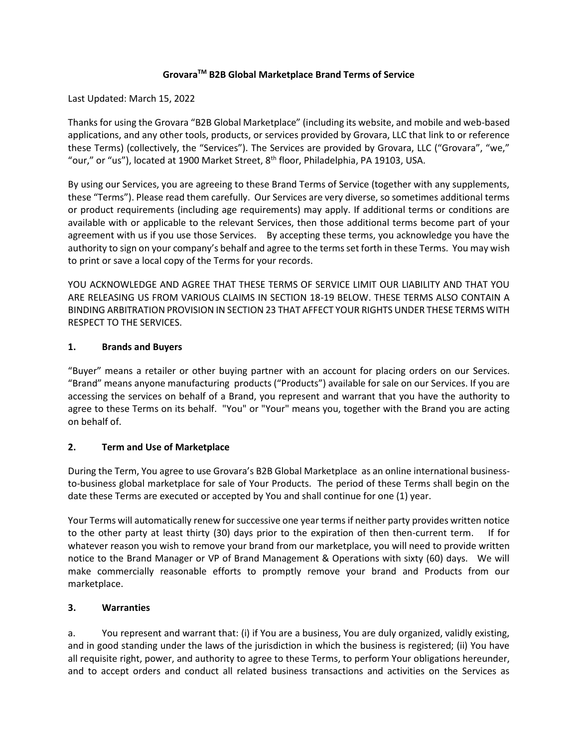# Grovara™ B2B Global Marketplace Brand Terms of Service

Last Updated: March 15, 2022

Thanks for using the Grovara "B2B Global Marketplace" (including its website, and mobile and web-based applications, and any other tools, products, or services provided by Grovara, LLC that link to or reference these Terms) (collectively, the "Services"). The Services are provided by Grovara, LLC ("Grovara", "we," "our," or "us"), located at 1900 Market Street, 8th floor, Philadelphia, PA 19103, USA.

By using our Services, you are agreeing to these Brand Terms of Service (together with any supplements, these "Terms"). Please read them carefully. Our Services are very diverse, so sometimes additional terms or product requirements (including age requirements) may apply. If additional terms or conditions are available with or applicable to the relevant Services, then those additional terms become part of your agreement with us if you use those Services. By accepting these terms, you acknowledge you have the authority to sign on your company's behalf and agree to the terms set forth in these Terms. You may wish to print or save a local copy of the Terms for your records.

YOU ACKNOWLEDGE AND AGREE THAT THESE TERMS OF SERVICE LIMIT OUR LIABILITY AND THAT YOU ARE RELEASING US FROM VARIOUS CLAIMS IN SECTION 18-19 BELOW. THESE TERMS ALSO CONTAIN A BINDING ARBITRATION PROVISION IN SECTION 23 THAT AFFECT YOUR RIGHTS UNDER THESE TERMS WITH RESPECT TO THE SERVICES.

## 1. Brands and Buyers

"Buyer" means a retailer or other buying partner with an account for placing orders on our Services. "Brand" means anyone manufacturing products ("Products") available for sale on our Services. If you are accessing the services on behalf of a Brand, you represent and warrant that you have the authority to agree to these Terms on its behalf. "You" or "Your" means you, together with the Brand you are acting on behalf of.

## 2. Term and Use of Marketplace

During the Term, You agree to use Grovara's B2B Global Marketplace as an online international business-to-business global marketplace for sale of Your Products. The period of these Terms shall begin on the date these Terms are executed or accepted by You and shall continue for one (1) year.

Your Terms will automatically renew for successive one year terms if neither party provides written notice to the other party at least thirty (30) days prior to the expiration of then then-current term. If for whatever reason you wish to remove your brand from our marketplace, you will need to provide written notice to the Brand Manager or VP of Brand Management & Operations with sixty (60) days. We will make commercially reasonable efforts to promptly remove your brand and Products from our marketplace.

## 3. Warranties

a. You represent and warrant that: (i) if You are a business, You are duly organized, validly existing, and in good standing under the laws of the jurisdiction in which the business is registered; (ii) You have all requisite right, power, and authority to agree to these Terms, to perform Your obligations hereunder, and to accept orders and conduct all related business transactions and activities on the Services as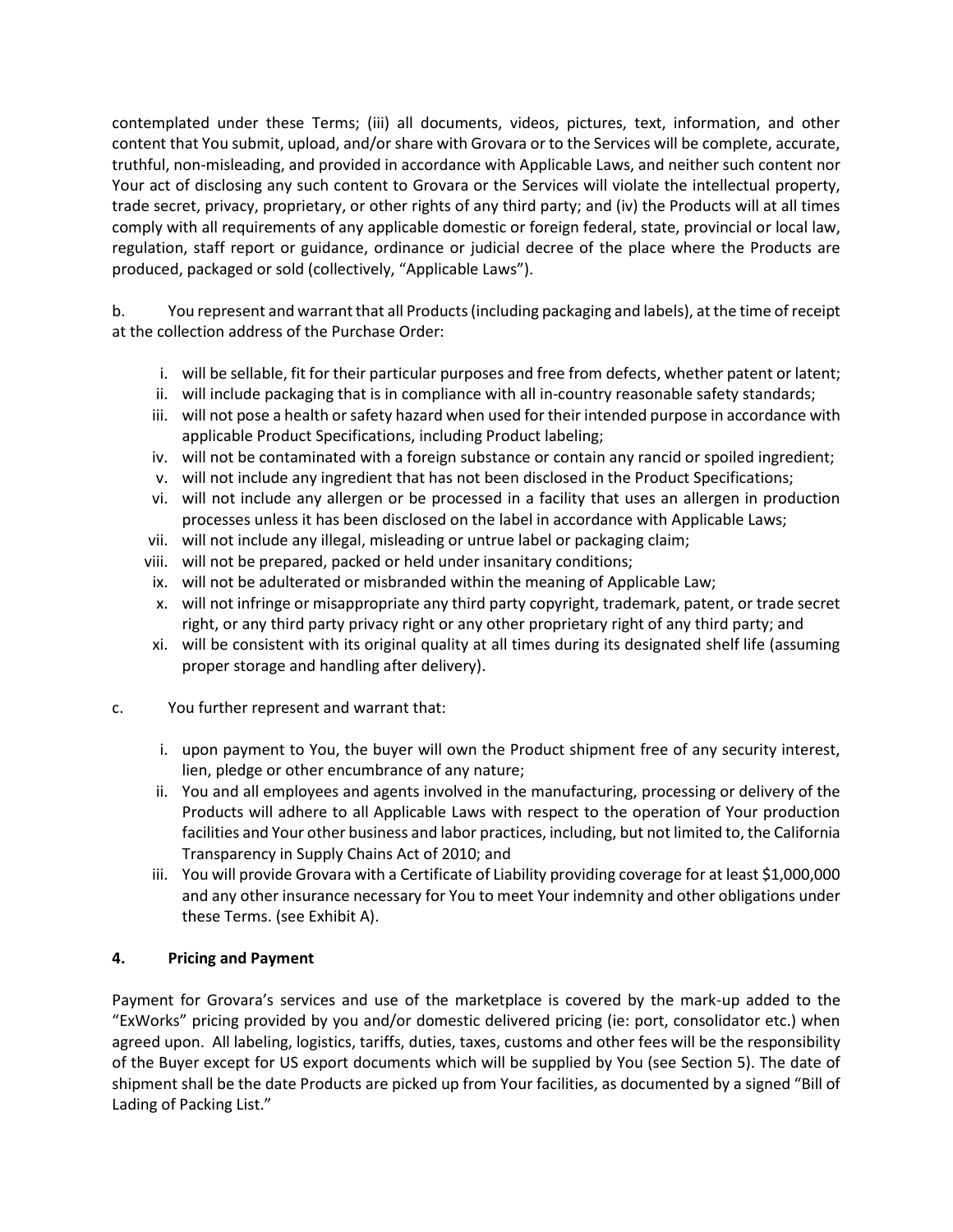contemplated under these Terms; (iii) all documents, videos, pictures, text, information, and other content that You submit, upload, and/or share with Grovara or to the Services will be complete, accurate, truthful, non-misleading, and provided in accordance with Applicable Laws, and neither such content nor Your act of disclosing any such content to Grovara or the Services will violate the intellectual property, trade secret, privacy, proprietary, or other rights of any third party; and (iv) the Products will at all times comply with all requirements of any applicable domestic or foreign federal, state, provincial or local law, regulation, staff report or guidance, ordinance or judicial decree of the place where the Products are produced, packaged or sold (collectively, "Applicable Laws").

b. You represent and warrant that all Products (including packaging and labels), at the time of receipt at the collection address of the Purchase Order:

i. will be sellable, fit for their particular purposes and free from defects, whether patent or latent;
ii. will include packaging that is in compliance with all in-country reasonable safety standards;
iii. will not pose a health or safety hazard when used for their intended purpose in accordance with applicable Product Specifications, including Product labeling;
iv. will not be contaminated with a foreign substance or contain any rancid or spoiled ingredient;
v. will not include any ingredient that has not been disclosed in the Product Specifications;
vi. will not include any allergen or be processed in a facility that uses an allergen in production processes unless it has been disclosed on the label in accordance with Applicable Laws;
vii. will not include any illegal, misleading or untrue label or packaging claim;
viii. will not be prepared, packed or held under insanitary conditions;
ix. will not be adulterated or misbranded within the meaning of Applicable Law;
x. will not infringe or misappropriate any third party copyright, trademark, patent, or trade secret right, or any third party privacy right or any other proprietary right of any third party; and
xi. will be consistent with its original quality at all times during its designated shelf life (assuming proper storage and handling after delivery).

c. You further represent and warrant that:

i. upon payment to You, the buyer will own the Product shipment free of any security interest, lien, pledge or other encumbrance of any nature;
ii. You and all employees and agents involved in the manufacturing, processing or delivery of the Products will adhere to all Applicable Laws with respect to the operation of Your production facilities and Your other business and labor practices, including, but not limited to, the California Transparency in Supply Chains Act of 2010; and
iii. You will provide Grovara with a Certificate of Liability providing coverage for at least $1,000,000 and any other insurance necessary for You to meet Your indemnity and other obligations under these Terms. (see Exhibit A).

## 4. Pricing and Payment

Payment for Grovara's services and use of the marketplace is covered by the mark-up added to the "ExWorks" pricing provided by you and/or domestic delivered pricing (ie: port, consolidator etc.) when agreed upon. All labeling, logistics, tariffs, duties, taxes, customs and other fees will be the responsibility of the Buyer except for US export documents which will be supplied by You (see Section 5). The date of shipment shall be the date Products are picked up from Your facilities, as documented by a signed "Bill of Lading of Packing List."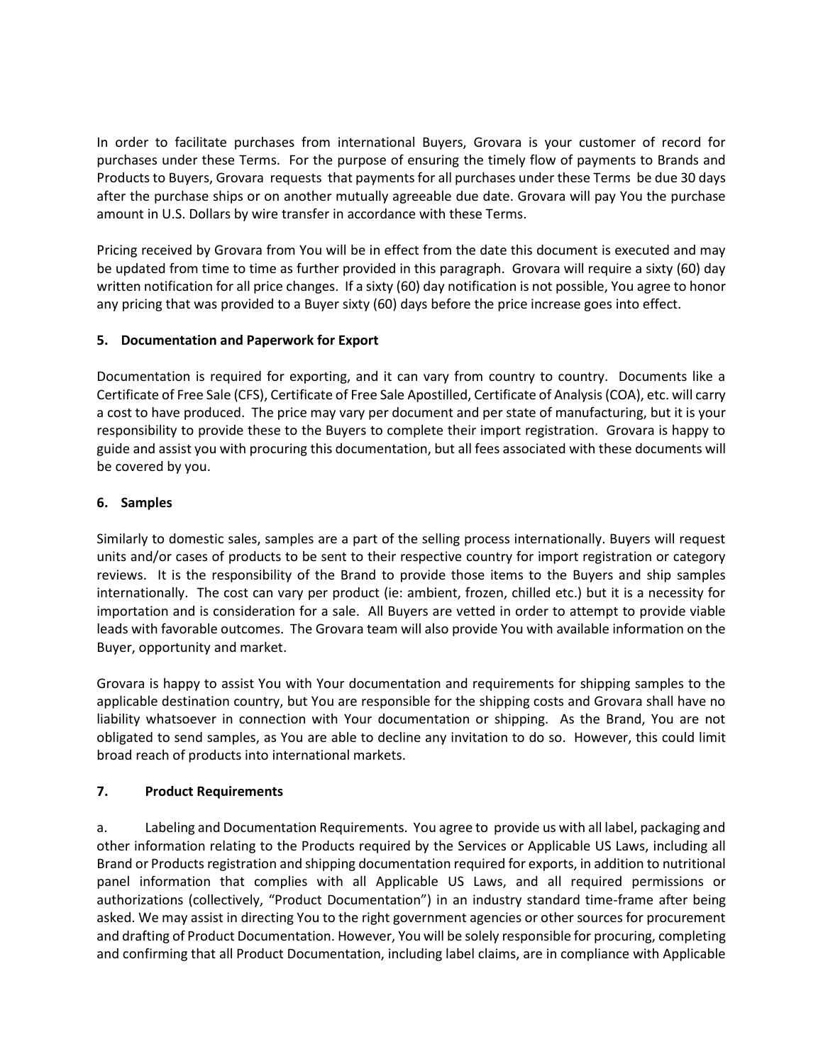In order to facilitate purchases from international Buyers, Grovara is your customer of record for purchases under these Terms. For the purpose of ensuring the timely flow of payments to Brands and Products to Buyers, Grovara requests that payments for all purchases under these Terms be due 30 days after the purchase ships or on another mutually agreeable due date. Grovara will pay You the purchase amount in U.S. Dollars by wire transfer in accordance with these Terms.

Pricing received by Grovara from You will be in effect from the date this document is executed and may be updated from time to time as further provided in this paragraph. Grovara will require a sixty (60) day written notification for all price changes. If a sixty (60) day notification is not possible, You agree to honor any pricing that was provided to a Buyer sixty (60) days before the price increase goes into effect.

**5. Documentation and Paperwork for Export**

Documentation is required for exporting, and it can vary from country to country. Documents like a Certificate of Free Sale (CFS), Certificate of Free Sale Apostilled, Certificate of Analysis (COA), etc. will carry a cost to have produced. The price may vary per document and per state of manufacturing, but it is your responsibility to provide these to the Buyers to complete their import registration. Grovara is happy to guide and assist you with procuring this documentation, but all fees associated with these documents will be covered by you.

**6. Samples**

Similarly to domestic sales, samples are a part of the selling process internationally. Buyers will request units and/or cases of products to be sent to their respective country for import registration or category reviews. It is the responsibility of the Brand to provide those items to the Buyers and ship samples internationally. The cost can vary per product (ie: ambient, frozen, chilled etc.) but it is a necessity for importation and is consideration for a sale. All Buyers are vetted in order to attempt to provide viable leads with favorable outcomes. The Grovara team will also provide You with available information on the Buyer, opportunity and market.

Grovara is happy to assist You with Your documentation and requirements for shipping samples to the applicable destination country, but You are responsible for the shipping costs and Grovara shall have no liability whatsoever in connection with Your documentation or shipping. As the Brand, You are not obligated to send samples, as You are able to decline any invitation to do so. However, this could limit broad reach of products into international markets.

**7. Product Requirements**

a. Labeling and Documentation Requirements. You agree to provide us with all label, packaging and other information relating to the Products required by the Services or Applicable US Laws, including all Brand or Products registration and shipping documentation required for exports, in addition to nutritional panel information that complies with all Applicable US Laws, and all required permissions or authorizations (collectively, "Product Documentation") in an industry standard time-frame after being asked. We may assist in directing You to the right government agencies or other sources for procurement and drafting of Product Documentation. However, You will be solely responsible for procuring, completing and confirming that all Product Documentation, including label claims, are in compliance with Applicable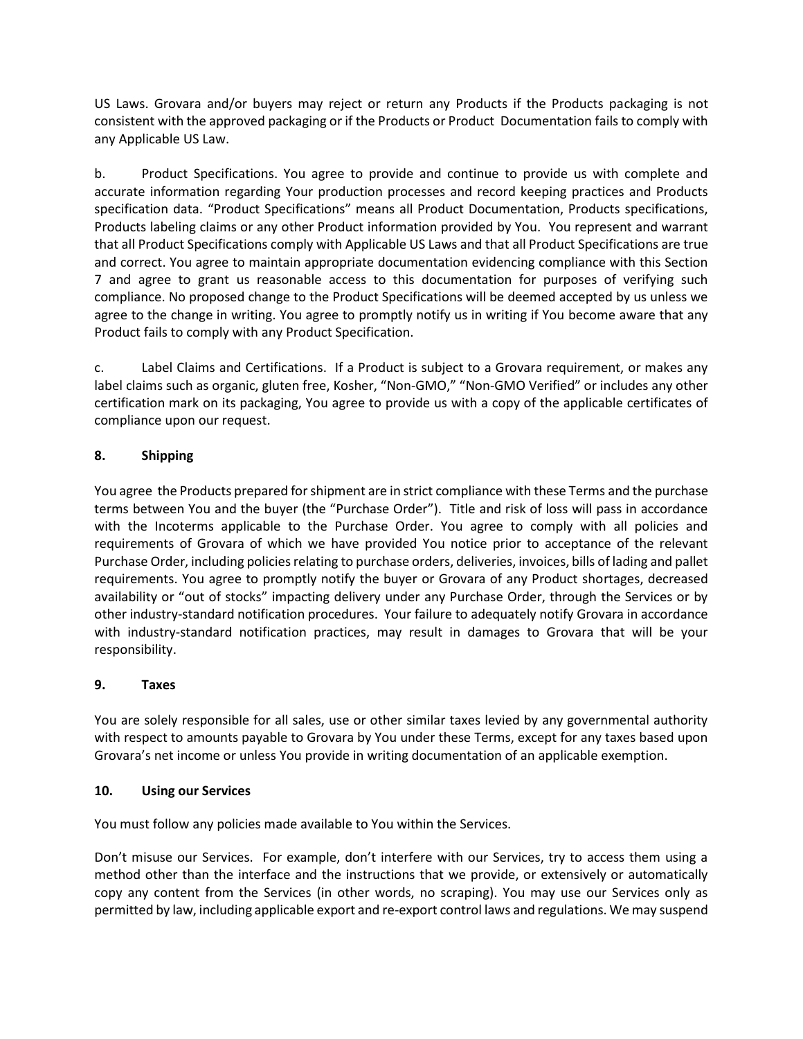US Laws. Grovara and/or buyers may reject or return any Products if the Products packaging is not consistent with the approved packaging or if the Products or Product Documentation fails to comply with any Applicable US Law.

b. Product Specifications. You agree to provide and continue to provide us with complete and accurate information regarding Your production processes and record keeping practices and Products specification data. "Product Specifications" means all Product Documentation, Products specifications, Products labeling claims or any other Product information provided by You. You represent and warrant that all Product Specifications comply with Applicable US Laws and that all Product Specifications are true and correct. You agree to maintain appropriate documentation evidencing compliance with this Section 7 and agree to grant us reasonable access to this documentation for purposes of verifying such compliance. No proposed change to the Product Specifications will be deemed accepted by us unless we agree to the change in writing. You agree to promptly notify us in writing if You become aware that any Product fails to comply with any Product Specification.

c. Label Claims and Certifications. If a Product is subject to a Grovara requirement, or makes any label claims such as organic, gluten free, Kosher, "Non-GMO," "Non-GMO Verified" or includes any other certification mark on its packaging, You agree to provide us with a copy of the applicable certificates of compliance upon our request.

## 8. Shipping

You agree the Products prepared for shipment are in strict compliance with these Terms and the purchase terms between You and the buyer (the "Purchase Order"). Title and risk of loss will pass in accordance with the Incoterms applicable to the Purchase Order. You agree to comply with all policies and requirements of Grovara of which we have provided You notice prior to acceptance of the relevant Purchase Order, including policies relating to purchase orders, deliveries, invoices, bills of lading and pallet requirements. You agree to promptly notify the buyer or Grovara of any Product shortages, decreased availability or "out of stocks" impacting delivery under any Purchase Order, through the Services or by other industry-standard notification procedures. Your failure to adequately notify Grovara in accordance with industry-standard notification practices, may result in damages to Grovara that will be your responsibility.

## 9. Taxes

You are solely responsible for all sales, use or other similar taxes levied by any governmental authority with respect to amounts payable to Grovara by You under these Terms, except for any taxes based upon Grovara's net income or unless You provide in writing documentation of an applicable exemption.

## 10. Using our Services

You must follow any policies made available to You within the Services.

Don't misuse our Services. For example, don't interfere with our Services, try to access them using a method other than the interface and the instructions that we provide, or extensively or automatically copy any content from the Services (in other words, no scraping). You may use our Services only as permitted by law, including applicable export and re-export control laws and regulations. We may suspend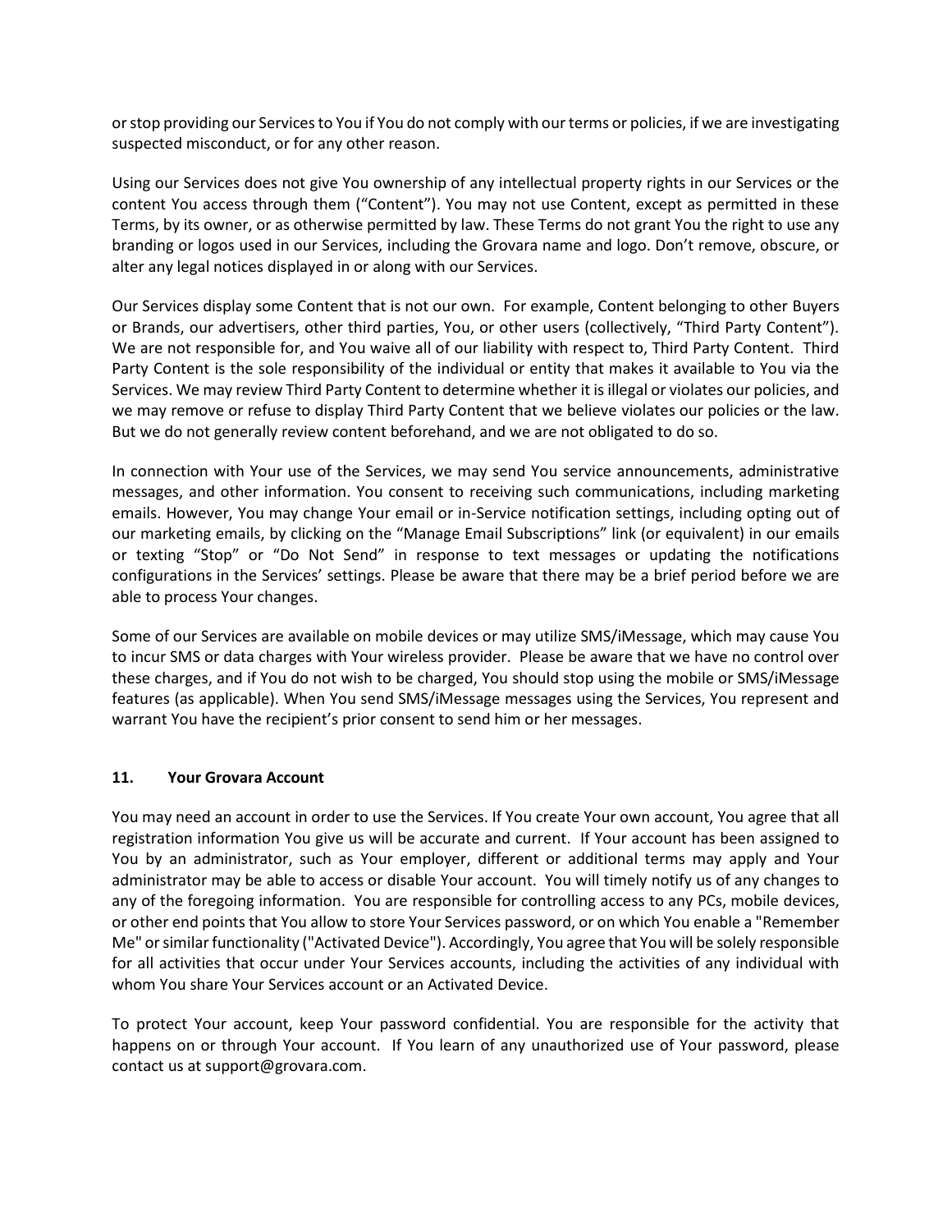or stop providing our Services to You if You do not comply with our terms or policies, if we are investigating suspected misconduct, or for any other reason.

Using our Services does not give You ownership of any intellectual property rights in our Services or the content You access through them ("Content"). You may not use Content, except as permitted in these Terms, by its owner, or as otherwise permitted by law. These Terms do not grant You the right to use any branding or logos used in our Services, including the Grovara name and logo. Don't remove, obscure, or alter any legal notices displayed in or along with our Services.

Our Services display some Content that is not our own. For example, Content belonging to other Buyers or Brands, our advertisers, other third parties, You, or other users (collectively, "Third Party Content"). We are not responsible for, and You waive all of our liability with respect to, Third Party Content. Third Party Content is the sole responsibility of the individual or entity that makes it available to You via the Services. We may review Third Party Content to determine whether it is illegal or violates our policies, and we may remove or refuse to display Third Party Content that we believe violates our policies or the law. But we do not generally review content beforehand, and we are not obligated to do so.

In connection with Your use of the Services, we may send You service announcements, administrative messages, and other information. You consent to receiving such communications, including marketing emails. However, You may change Your email or in-Service notification settings, including opting out of our marketing emails, by clicking on the "Manage Email Subscriptions" link (or equivalent) in our emails or texting "Stop" or "Do Not Send" in response to text messages or updating the notifications configurations in the Services' settings. Please be aware that there may be a brief period before we are able to process Your changes.

Some of our Services are available on mobile devices or may utilize SMS/iMessage, which may cause You to incur SMS or data charges with Your wireless provider. Please be aware that we have no control over these charges, and if You do not wish to be charged, You should stop using the mobile or SMS/iMessage features (as applicable). When You send SMS/iMessage messages using the Services, You represent and warrant You have the recipient's prior consent to send him or her messages.

## 11. Your Grovara Account

You may need an account in order to use the Services. If You create Your own account, You agree that all registration information You give us will be accurate and current. If Your account has been assigned to You by an administrator, such as Your employer, different or additional terms may apply and Your administrator may be able to access or disable Your account. You will timely notify us of any changes to any of the foregoing information. You are responsible for controlling access to any PCs, mobile devices, or other end points that You allow to store Your Services password, or on which You enable a "Remember Me" or similar functionality ("Activated Device"). Accordingly, You agree that You will be solely responsible for all activities that occur under Your Services accounts, including the activities of any individual with whom You share Your Services account or an Activated Device.

To protect Your account, keep Your password confidential. You are responsible for the activity that happens on or through Your account. If You learn of any unauthorized use of Your password, please contact us at support@grovara.com.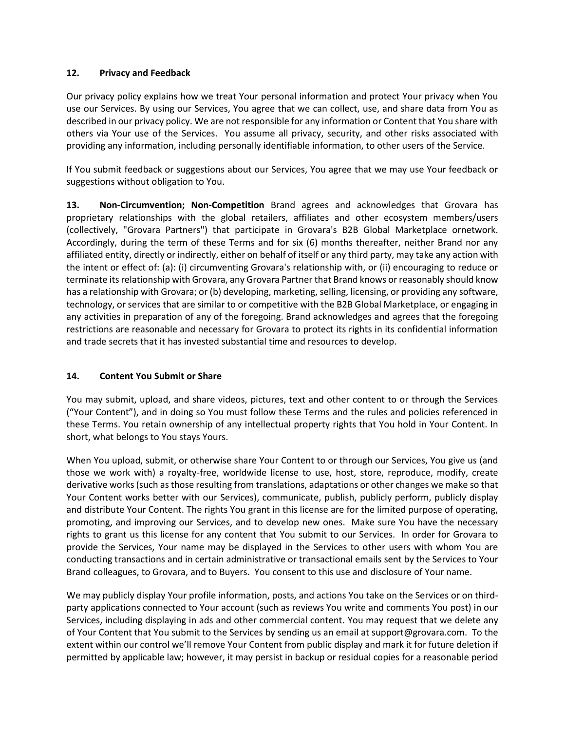**12. Privacy and Feedback**

Our privacy policy explains how we treat Your personal information and protect Your privacy when You use our Services. By using our Services, You agree that we can collect, use, and share data from You as described in our privacy policy. We are not responsible for any information or Content that You share with others via Your use of the Services. You assume all privacy, security, and other risks associated with providing any information, including personally identifiable information, to other users of the Service.

If You submit feedback or suggestions about our Services, You agree that we may use Your feedback or suggestions without obligation to You.

**13. Non-Circumvention; Non-Competition** Brand agrees and acknowledges that Grovara has proprietary relationships with the global retailers, affiliates and other ecosystem members/users (collectively, "Grovara Partners") that participate in Grovara's B2B Global Marketplace ornetwork. Accordingly, during the term of these Terms and for six (6) months thereafter, neither Brand nor any affiliated entity, directly or indirectly, either on behalf of itself or any third party, may take any action with the intent or effect of: (a): (i) circumventing Grovara's relationship with, or (ii) encouraging to reduce or terminate its relationship with Grovara, any Grovara Partner that Brand knows or reasonably should know has a relationship with Grovara; or (b) developing, marketing, selling, licensing, or providing any software, technology, or services that are similar to or competitive with the B2B Global Marketplace, or engaging in any activities in preparation of any of the foregoing. Brand acknowledges and agrees that the foregoing restrictions are reasonable and necessary for Grovara to protect its rights in its confidential information and trade secrets that it has invested substantial time and resources to develop.

**14. Content You Submit or Share**

You may submit, upload, and share videos, pictures, text and other content to or through the Services ("Your Content"), and in doing so You must follow these Terms and the rules and policies referenced in these Terms. You retain ownership of any intellectual property rights that You hold in Your Content. In short, what belongs to You stays Yours.

When You upload, submit, or otherwise share Your Content to or through our Services, You give us (and those we work with) a royalty-free, worldwide license to use, host, store, reproduce, modify, create derivative works (such as those resulting from translations, adaptations or other changes we make so that Your Content works better with our Services), communicate, publish, publicly perform, publicly display and distribute Your Content. The rights You grant in this license are for the limited purpose of operating, promoting, and improving our Services, and to develop new ones. Make sure You have the necessary rights to grant us this license for any content that You submit to our Services. In order for Grovara to provide the Services, Your name may be displayed in the Services to other users with whom You are conducting transactions and in certain administrative or transactional emails sent by the Services to Your Brand colleagues, to Grovara, and to Buyers. You consent to this use and disclosure of Your name.

We may publicly display Your profile information, posts, and actions You take on the Services or on third-party applications connected to Your account (such as reviews You write and comments You post) in our Services, including displaying in ads and other commercial content. You may request that we delete any of Your Content that You submit to the Services by sending us an email at support@grovara.com. To the extent within our control we'll remove Your Content from public display and mark it for future deletion if permitted by applicable law; however, it may persist in backup or residual copies for a reasonable period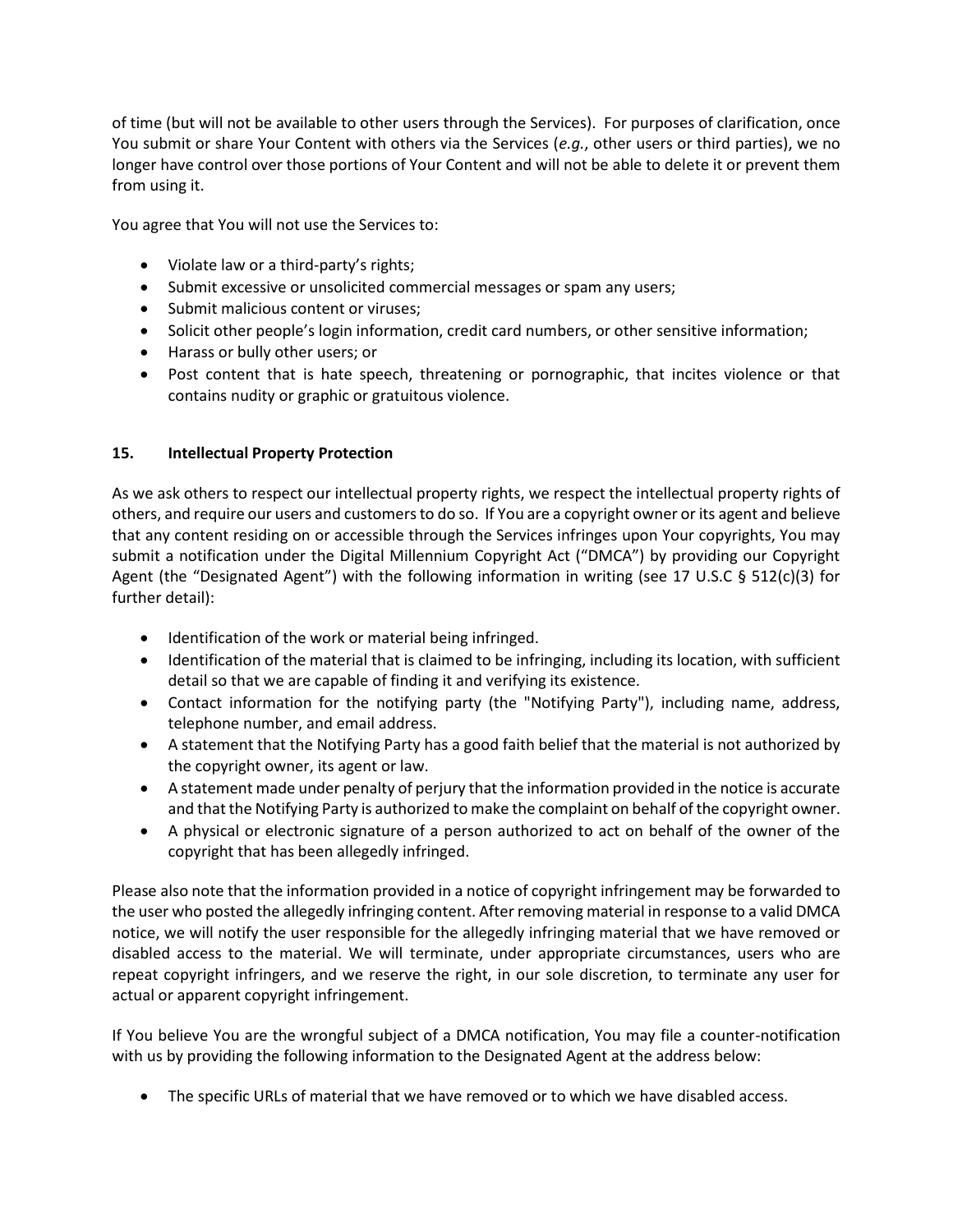of time (but will not be available to other users through the Services). For purposes of clarification, once You submit or share Your Content with others via the Services (*e.g.*, other users or third parties), we no longer have control over those portions of Your Content and will not be able to delete it or prevent them from using it.

You agree that You will not use the Services to:

- Violate law or a third-party's rights;
- Submit excessive or unsolicited commercial messages or spam any users;
- Submit malicious content or viruses;
- Solicit other people's login information, credit card numbers, or other sensitive information;
- Harass or bully other users; or
- Post content that is hate speech, threatening or pornographic, that incites violence or that contains nudity or graphic or gratuitous violence.

## 15. Intellectual Property Protection

As we ask others to respect our intellectual property rights, we respect the intellectual property rights of others, and require our users and customers to do so. If You are a copyright owner or its agent and believe that any content residing on or accessible through the Services infringes upon Your copyrights, You may submit a notification under the Digital Millennium Copyright Act ("DMCA") by providing our Copyright Agent (the "Designated Agent") with the following information in writing (see 17 U.S.C § 512(c)(3) for further detail):

- Identification of the work or material being infringed.
- Identification of the material that is claimed to be infringing, including its location, with sufficient detail so that we are capable of finding it and verifying its existence.
- Contact information for the notifying party (the "Notifying Party"), including name, address, telephone number, and email address.
- A statement that the Notifying Party has a good faith belief that the material is not authorized by the copyright owner, its agent or law.
- A statement made under penalty of perjury that the information provided in the notice is accurate and that the Notifying Party is authorized to make the complaint on behalf of the copyright owner.
- A physical or electronic signature of a person authorized to act on behalf of the owner of the copyright that has been allegedly infringed.

Please also note that the information provided in a notice of copyright infringement may be forwarded to the user who posted the allegedly infringing content. After removing material in response to a valid DMCA notice, we will notify the user responsible for the allegedly infringing material that we have removed or disabled access to the material. We will terminate, under appropriate circumstances, users who are repeat copyright infringers, and we reserve the right, in our sole discretion, to terminate any user for actual or apparent copyright infringement.

If You believe You are the wrongful subject of a DMCA notification, You may file a counter-notification with us by providing the following information to the Designated Agent at the address below:

- The specific URLs of material that we have removed or to which we have disabled access.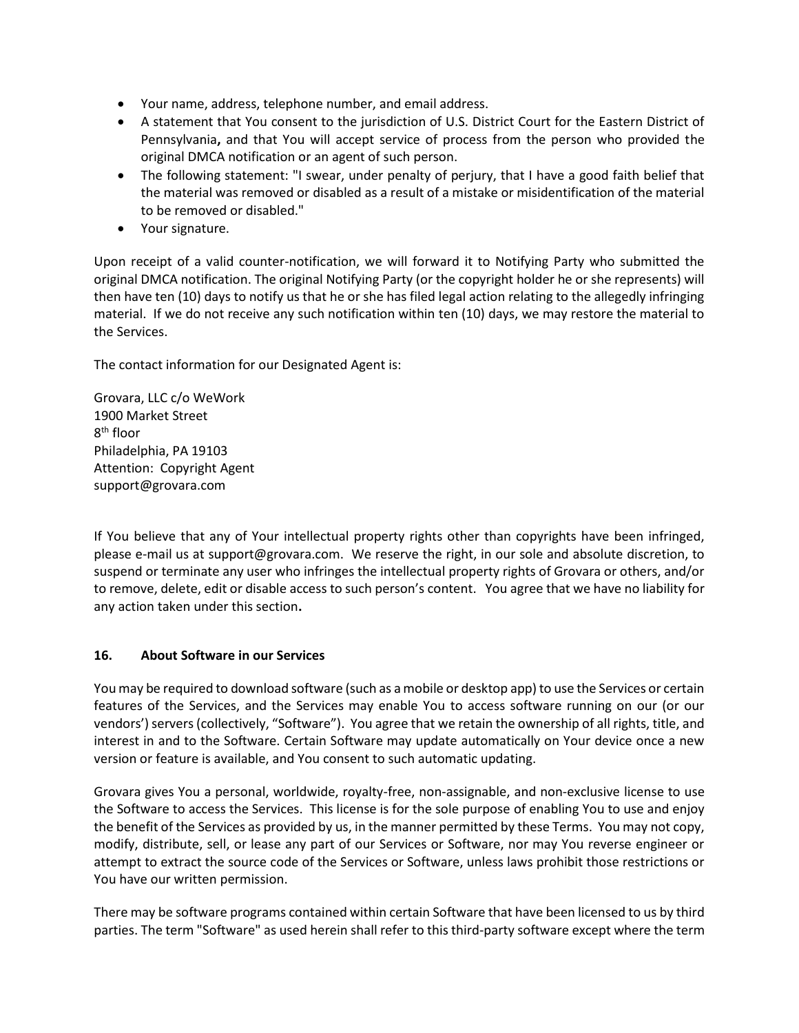- Your name, address, telephone number, and email address.
- A statement that You consent to the jurisdiction of U.S. District Court for the Eastern District of Pennsylvania**,** and that You will accept service of process from the person who provided the original DMCA notification or an agent of such person.
- The following statement: "I swear, under penalty of perjury, that I have a good faith belief that the material was removed or disabled as a result of a mistake or misidentification of the material to be removed or disabled."
- Your signature.

Upon receipt of a valid counter-notification, we will forward it to Notifying Party who submitted the original DMCA notification. The original Notifying Party (or the copyright holder he or she represents) will then have ten (10) days to notify us that he or she has filed legal action relating to the allegedly infringing material. If we do not receive any such notification within ten (10) days, we may restore the material to the Services.

The contact information for our Designated Agent is:

Grovara, LLC c/o WeWork
1900 Market Street
8th floor
Philadelphia, PA 19103
Attention: Copyright Agent
support@grovara.com

If You believe that any of Your intellectual property rights other than copyrights have been infringed, please e-mail us at support@grovara.com. We reserve the right, in our sole and absolute discretion, to suspend or terminate any user who infringes the intellectual property rights of Grovara or others, and/or to remove, delete, edit or disable access to such person's content. You agree that we have no liability for any action taken under this section**.**

### 16. About Software in our Services

You may be required to download software (such as a mobile or desktop app) to use the Services or certain features of the Services, and the Services may enable You to access software running on our (or our vendors') servers (collectively, "Software"). You agree that we retain the ownership of all rights, title, and interest in and to the Software. Certain Software may update automatically on Your device once a new version or feature is available, and You consent to such automatic updating.

Grovara gives You a personal, worldwide, royalty-free, non-assignable, and non-exclusive license to use the Software to access the Services. This license is for the sole purpose of enabling You to use and enjoy the benefit of the Services as provided by us, in the manner permitted by these Terms. You may not copy, modify, distribute, sell, or lease any part of our Services or Software, nor may You reverse engineer or attempt to extract the source code of the Services or Software, unless laws prohibit those restrictions or You have our written permission.

There may be software programs contained within certain Software that have been licensed to us by third parties. The term "Software" as used herein shall refer to this third-party software except where the term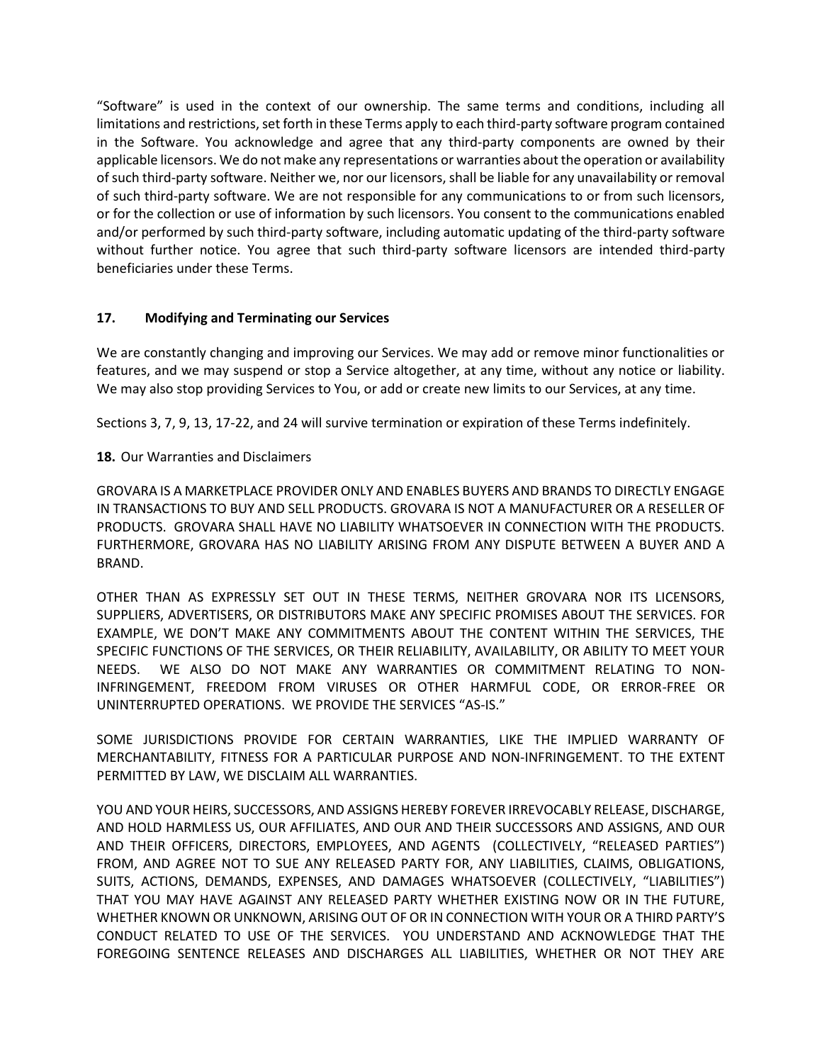"Software" is used in the context of our ownership. The same terms and conditions, including all limitations and restrictions, set forth in these Terms apply to each third-party software program contained in the Software. You acknowledge and agree that any third-party components are owned by their applicable licensors. We do not make any representations or warranties about the operation or availability of such third-party software. Neither we, nor our licensors, shall be liable for any unavailability or removal of such third-party software. We are not responsible for any communications to or from such licensors, or for the collection or use of information by such licensors. You consent to the communications enabled and/or performed by such third-party software, including automatic updating of the third-party software without further notice. You agree that such third-party software licensors are intended third-party beneficiaries under these Terms.

## 17. Modifying and Terminating our Services

We are constantly changing and improving our Services. We may add or remove minor functionalities or features, and we may suspend or stop a Service altogether, at any time, without any notice or liability. We may also stop providing Services to You, or add or create new limits to our Services, at any time.

Sections 3, 7, 9, 13, 17-22, and 24 will survive termination or expiration of these Terms indefinitely.

**18.** Our Warranties and Disclaimers

GROVARA IS A MARKETPLACE PROVIDER ONLY AND ENABLES BUYERS AND BRANDS TO DIRECTLY ENGAGE IN TRANSACTIONS TO BUY AND SELL PRODUCTS. GROVARA IS NOT A MANUFACTURER OR A RESELLER OF PRODUCTS. GROVARA SHALL HAVE NO LIABILITY WHATSOEVER IN CONNECTION WITH THE PRODUCTS. FURTHERMORE, GROVARA HAS NO LIABILITY ARISING FROM ANY DISPUTE BETWEEN A BUYER AND A BRAND.

OTHER THAN AS EXPRESSLY SET OUT IN THESE TERMS, NEITHER GROVARA NOR ITS LICENSORS, SUPPLIERS, ADVERTISERS, OR DISTRIBUTORS MAKE ANY SPECIFIC PROMISES ABOUT THE SERVICES. FOR EXAMPLE, WE DON'T MAKE ANY COMMITMENTS ABOUT THE CONTENT WITHIN THE SERVICES, THE SPECIFIC FUNCTIONS OF THE SERVICES, OR THEIR RELIABILITY, AVAILABILITY, OR ABILITY TO MEET YOUR NEEDS. WE ALSO DO NOT MAKE ANY WARRANTIES OR COMMITMENT RELATING TO NON-INFRINGEMENT, FREEDOM FROM VIRUSES OR OTHER HARMFUL CODE, OR ERROR-FREE OR UNINTERRUPTED OPERATIONS. WE PROVIDE THE SERVICES "AS-IS."

SOME JURISDICTIONS PROVIDE FOR CERTAIN WARRANTIES, LIKE THE IMPLIED WARRANTY OF MERCHANTABILITY, FITNESS FOR A PARTICULAR PURPOSE AND NON-INFRINGEMENT. TO THE EXTENT PERMITTED BY LAW, WE DISCLAIM ALL WARRANTIES.

YOU AND YOUR HEIRS, SUCCESSORS, AND ASSIGNS HEREBY FOREVER IRREVOCABLY RELEASE, DISCHARGE, AND HOLD HARMLESS US, OUR AFFILIATES, AND OUR AND THEIR SUCCESSORS AND ASSIGNS, AND OUR AND THEIR OFFICERS, DIRECTORS, EMPLOYEES, AND AGENTS (COLLECTIVELY, "RELEASED PARTIES") FROM, AND AGREE NOT TO SUE ANY RELEASED PARTY FOR, ANY LIABILITIES, CLAIMS, OBLIGATIONS, SUITS, ACTIONS, DEMANDS, EXPENSES, AND DAMAGES WHATSOEVER (COLLECTIVELY, "LIABILITIES") THAT YOU MAY HAVE AGAINST ANY RELEASED PARTY WHETHER EXISTING NOW OR IN THE FUTURE, WHETHER KNOWN OR UNKNOWN, ARISING OUT OF OR IN CONNECTION WITH YOUR OR A THIRD PARTY'S CONDUCT RELATED TO USE OF THE SERVICES. YOU UNDERSTAND AND ACKNOWLEDGE THAT THE FOREGOING SENTENCE RELEASES AND DISCHARGES ALL LIABILITIES, WHETHER OR NOT THEY ARE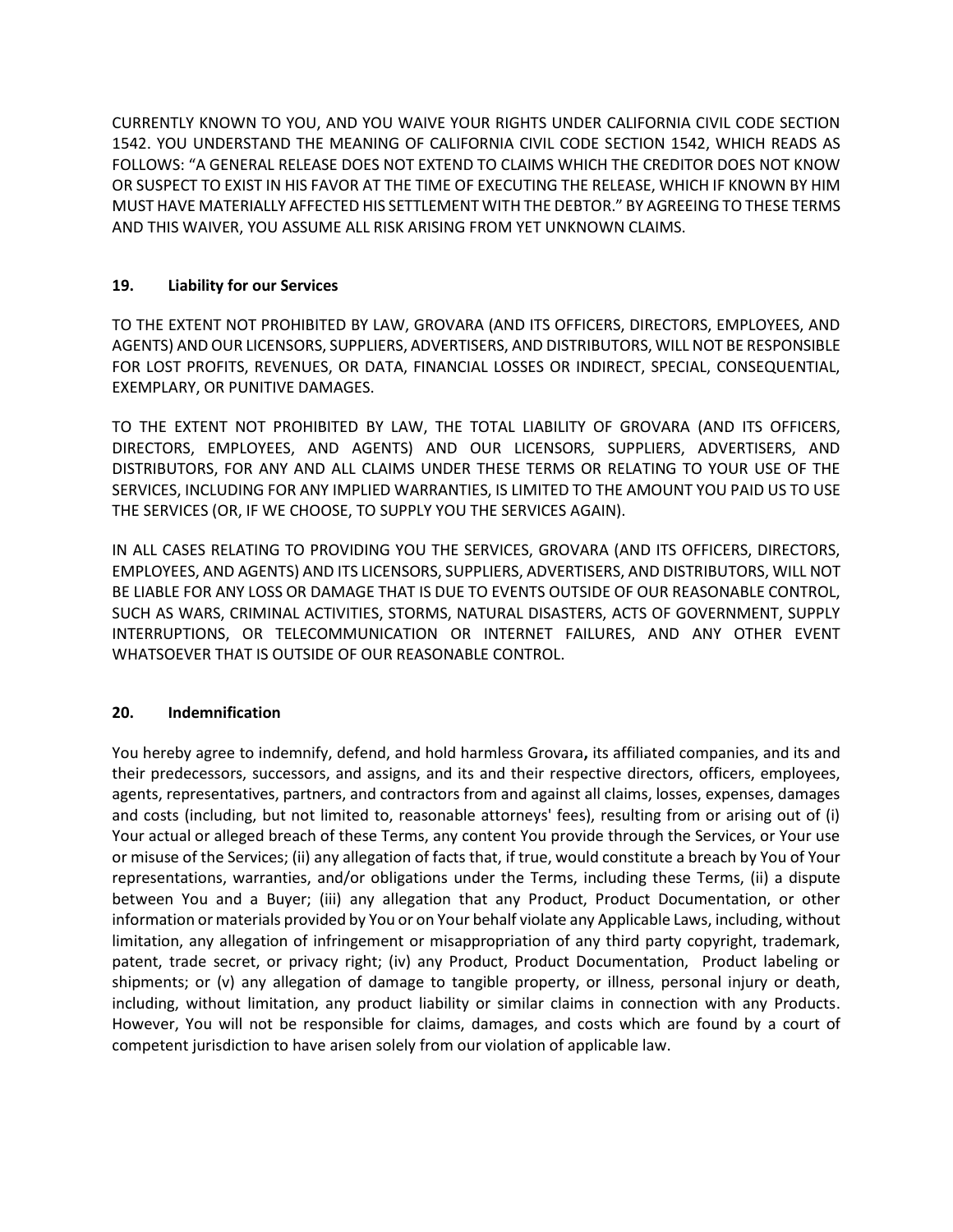CURRENTLY KNOWN TO YOU, AND YOU WAIVE YOUR RIGHTS UNDER CALIFORNIA CIVIL CODE SECTION 1542. YOU UNDERSTAND THE MEANING OF CALIFORNIA CIVIL CODE SECTION 1542, WHICH READS AS FOLLOWS: "A GENERAL RELEASE DOES NOT EXTEND TO CLAIMS WHICH THE CREDITOR DOES NOT KNOW OR SUSPECT TO EXIST IN HIS FAVOR AT THE TIME OF EXECUTING THE RELEASE, WHICH IF KNOWN BY HIM MUST HAVE MATERIALLY AFFECTED HIS SETTLEMENT WITH THE DEBTOR." BY AGREEING TO THESE TERMS AND THIS WAIVER, YOU ASSUME ALL RISK ARISING FROM YET UNKNOWN CLAIMS.

## 19. Liability for our Services

TO THE EXTENT NOT PROHIBITED BY LAW, GROVARA (AND ITS OFFICERS, DIRECTORS, EMPLOYEES, AND AGENTS) AND OUR LICENSORS, SUPPLIERS, ADVERTISERS, AND DISTRIBUTORS, WILL NOT BE RESPONSIBLE FOR LOST PROFITS, REVENUES, OR DATA, FINANCIAL LOSSES OR INDIRECT, SPECIAL, CONSEQUENTIAL, EXEMPLARY, OR PUNITIVE DAMAGES.

TO THE EXTENT NOT PROHIBITED BY LAW, THE TOTAL LIABILITY OF GROVARA (AND ITS OFFICERS, DIRECTORS, EMPLOYEES, AND AGENTS) AND OUR LICENSORS, SUPPLIERS, ADVERTISERS, AND DISTRIBUTORS, FOR ANY AND ALL CLAIMS UNDER THESE TERMS OR RELATING TO YOUR USE OF THE SERVICES, INCLUDING FOR ANY IMPLIED WARRANTIES, IS LIMITED TO THE AMOUNT YOU PAID US TO USE THE SERVICES (OR, IF WE CHOOSE, TO SUPPLY YOU THE SERVICES AGAIN).

IN ALL CASES RELATING TO PROVIDING YOU THE SERVICES, GROVARA (AND ITS OFFICERS, DIRECTORS, EMPLOYEES, AND AGENTS) AND ITS LICENSORS, SUPPLIERS, ADVERTISERS, AND DISTRIBUTORS, WILL NOT BE LIABLE FOR ANY LOSS OR DAMAGE THAT IS DUE TO EVENTS OUTSIDE OF OUR REASONABLE CONTROL, SUCH AS WARS, CRIMINAL ACTIVITIES, STORMS, NATURAL DISASTERS, ACTS OF GOVERNMENT, SUPPLY INTERRUPTIONS, OR TELECOMMUNICATION OR INTERNET FAILURES, AND ANY OTHER EVENT WHATSOEVER THAT IS OUTSIDE OF OUR REASONABLE CONTROL.

## 20. Indemnification

You hereby agree to indemnify, defend, and hold harmless Grovara**,** its affiliated companies, and its and their predecessors, successors, and assigns, and its and their respective directors, officers, employees, agents, representatives, partners, and contractors from and against all claims, losses, expenses, damages and costs (including, but not limited to, reasonable attorneys' fees), resulting from or arising out of (i) Your actual or alleged breach of these Terms, any content You provide through the Services, or Your use or misuse of the Services; (ii) any allegation of facts that, if true, would constitute a breach by You of Your representations, warranties, and/or obligations under the Terms, including these Terms, (ii) a dispute between You and a Buyer; (iii) any allegation that any Product, Product Documentation, or other information or materials provided by You or on Your behalf violate any Applicable Laws, including, without limitation, any allegation of infringement or misappropriation of any third party copyright, trademark, patent, trade secret, or privacy right; (iv) any Product, Product Documentation, Product labeling or shipments; or (v) any allegation of damage to tangible property, or illness, personal injury or death, including, without limitation, any product liability or similar claims in connection with any Products. However, You will not be responsible for claims, damages, and costs which are found by a court of competent jurisdiction to have arisen solely from our violation of applicable law.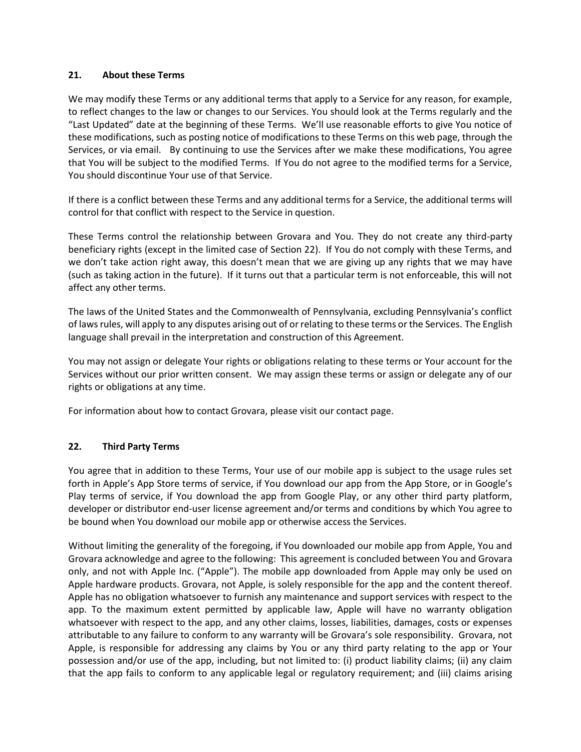## 21. About these Terms

We may modify these Terms or any additional terms that apply to a Service for any reason, for example, to reflect changes to the law or changes to our Services. You should look at the Terms regularly and the "Last Updated" date at the beginning of these Terms. We'll use reasonable efforts to give You notice of these modifications, such as posting notice of modifications to these Terms on this web page, through the Services, or via email. By continuing to use the Services after we make these modifications, You agree that You will be subject to the modified Terms. If You do not agree to the modified terms for a Service, You should discontinue Your use of that Service.

If there is a conflict between these Terms and any additional terms for a Service, the additional terms will control for that conflict with respect to the Service in question.

These Terms control the relationship between Grovara and You. They do not create any third-party beneficiary rights (except in the limited case of Section 22). If You do not comply with these Terms, and we don't take action right away, this doesn't mean that we are giving up any rights that we may have (such as taking action in the future). If it turns out that a particular term is not enforceable, this will not affect any other terms.

The laws of the United States and the Commonwealth of Pennsylvania, excluding Pennsylvania's conflict of laws rules, will apply to any disputes arising out of or relating to these terms or the Services. The English language shall prevail in the interpretation and construction of this Agreement.

You may not assign or delegate Your rights or obligations relating to these terms or Your account for the Services without our prior written consent. We may assign these terms or assign or delegate any of our rights or obligations at any time.

For information about how to contact Grovara, please visit our contact page.

## 22. Third Party Terms

You agree that in addition to these Terms, Your use of our mobile app is subject to the usage rules set forth in Apple's App Store terms of service, if You download our app from the App Store, or in Google's Play terms of service, if You download the app from Google Play, or any other third party platform, developer or distributor end-user license agreement and/or terms and conditions by which You agree to be bound when You download our mobile app or otherwise access the Services.

Without limiting the generality of the foregoing, if You downloaded our mobile app from Apple, You and Grovara acknowledge and agree to the following: This agreement is concluded between You and Grovara only, and not with Apple Inc. ("Apple"). The mobile app downloaded from Apple may only be used on Apple hardware products. Grovara, not Apple, is solely responsible for the app and the content thereof. Apple has no obligation whatsoever to furnish any maintenance and support services with respect to the app. To the maximum extent permitted by applicable law, Apple will have no warranty obligation whatsoever with respect to the app, and any other claims, losses, liabilities, damages, costs or expenses attributable to any failure to conform to any warranty will be Grovara's sole responsibility. Grovara, not Apple, is responsible for addressing any claims by You or any third party relating to the app or Your possession and/or use of the app, including, but not limited to: (i) product liability claims; (ii) any claim that the app fails to conform to any applicable legal or regulatory requirement; and (iii) claims arising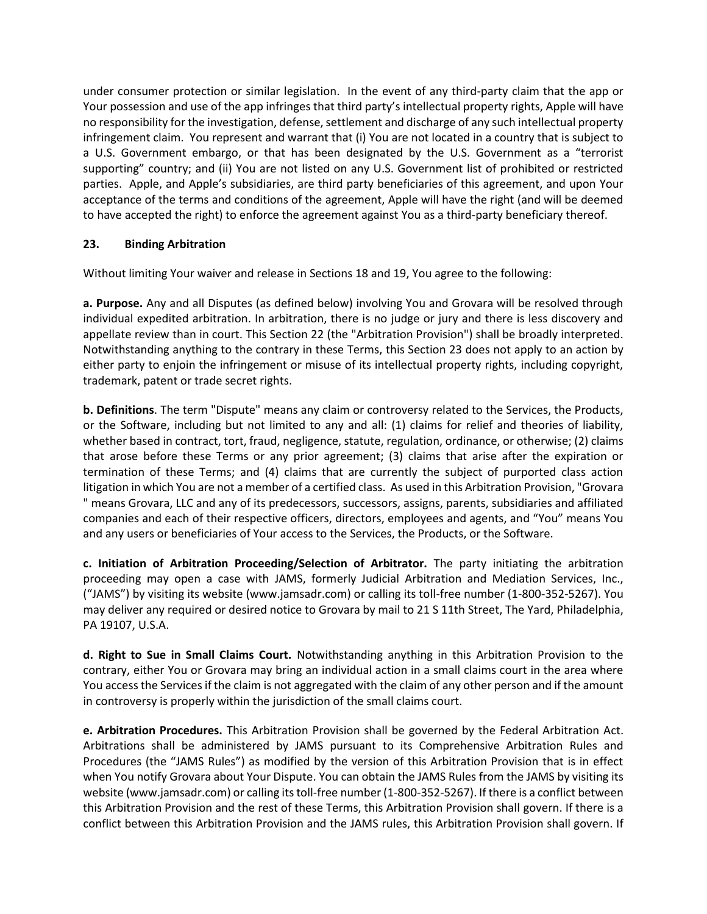under consumer protection or similar legislation. In the event of any third-party claim that the app or Your possession and use of the app infringes that third party's intellectual property rights, Apple will have no responsibility for the investigation, defense, settlement and discharge of any such intellectual property infringement claim. You represent and warrant that (i) You are not located in a country that is subject to a U.S. Government embargo, or that has been designated by the U.S. Government as a "terrorist supporting" country; and (ii) You are not listed on any U.S. Government list of prohibited or restricted parties. Apple, and Apple's subsidiaries, are third party beneficiaries of this agreement, and upon Your acceptance of the terms and conditions of the agreement, Apple will have the right (and will be deemed to have accepted the right) to enforce the agreement against You as a third-party beneficiary thereof.

## 23. Binding Arbitration

Without limiting Your waiver and release in Sections 18 and 19, You agree to the following:

**a. Purpose.** Any and all Disputes (as defined below) involving You and Grovara will be resolved through individual expedited arbitration. In arbitration, there is no judge or jury and there is less discovery and appellate review than in court. This Section 22 (the "Arbitration Provision") shall be broadly interpreted. Notwithstanding anything to the contrary in these Terms, this Section 23 does not apply to an action by either party to enjoin the infringement or misuse of its intellectual property rights, including copyright, trademark, patent or trade secret rights.

**b. Definitions**. The term "Dispute" means any claim or controversy related to the Services, the Products, or the Software, including but not limited to any and all: (1) claims for relief and theories of liability, whether based in contract, tort, fraud, negligence, statute, regulation, ordinance, or otherwise; (2) claims that arose before these Terms or any prior agreement; (3) claims that arise after the expiration or termination of these Terms; and (4) claims that are currently the subject of purported class action litigation in which You are not a member of a certified class. As used in this Arbitration Provision, "Grovara " means Grovara, LLC and any of its predecessors, successors, assigns, parents, subsidiaries and affiliated companies and each of their respective officers, directors, employees and agents, and "You" means You and any users or beneficiaries of Your access to the Services, the Products, or the Software.

**c. Initiation of Arbitration Proceeding/Selection of Arbitrator.** The party initiating the arbitration proceeding may open a case with JAMS, formerly Judicial Arbitration and Mediation Services, Inc., ("JAMS") by visiting its website (www.jamsadr.com) or calling its toll-free number (1-800-352-5267). You may deliver any required or desired notice to Grovara by mail to 21 S 11th Street, The Yard, Philadelphia, PA 19107, U.S.A.

**d. Right to Sue in Small Claims Court.** Notwithstanding anything in this Arbitration Provision to the contrary, either You or Grovara may bring an individual action in a small claims court in the area where You access the Services if the claim is not aggregated with the claim of any other person and if the amount in controversy is properly within the jurisdiction of the small claims court.

**e. Arbitration Procedures.** This Arbitration Provision shall be governed by the Federal Arbitration Act. Arbitrations shall be administered by JAMS pursuant to its Comprehensive Arbitration Rules and Procedures (the "JAMS Rules") as modified by the version of this Arbitration Provision that is in effect when You notify Grovara about Your Dispute. You can obtain the JAMS Rules from the JAMS by visiting its website (www.jamsadr.com) or calling its toll-free number (1-800-352-5267). If there is a conflict between this Arbitration Provision and the rest of these Terms, this Arbitration Provision shall govern. If there is a conflict between this Arbitration Provision and the JAMS rules, this Arbitration Provision shall govern. If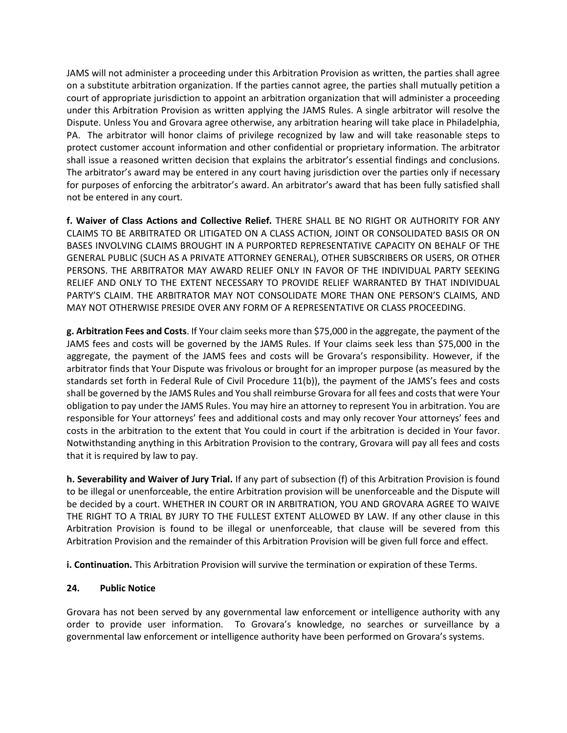JAMS will not administer a proceeding under this Arbitration Provision as written, the parties shall agree on a substitute arbitration organization. If the parties cannot agree, the parties shall mutually petition a court of appropriate jurisdiction to appoint an arbitration organization that will administer a proceeding under this Arbitration Provision as written applying the JAMS Rules. A single arbitrator will resolve the Dispute. Unless You and Grovara agree otherwise, any arbitration hearing will take place in Philadelphia, PA. The arbitrator will honor claims of privilege recognized by law and will take reasonable steps to protect customer account information and other confidential or proprietary information. The arbitrator shall issue a reasoned written decision that explains the arbitrator's essential findings and conclusions. The arbitrator's award may be entered in any court having jurisdiction over the parties only if necessary for purposes of enforcing the arbitrator's award. An arbitrator's award that has been fully satisfied shall not be entered in any court.

**f. Waiver of Class Actions and Collective Relief.** THERE SHALL BE NO RIGHT OR AUTHORITY FOR ANY CLAIMS TO BE ARBITRATED OR LITIGATED ON A CLASS ACTION, JOINT OR CONSOLIDATED BASIS OR ON BASES INVOLVING CLAIMS BROUGHT IN A PURPORTED REPRESENTATIVE CAPACITY ON BEHALF OF THE GENERAL PUBLIC (SUCH AS A PRIVATE ATTORNEY GENERAL), OTHER SUBSCRIBERS OR USERS, OR OTHER PERSONS. THE ARBITRATOR MAY AWARD RELIEF ONLY IN FAVOR OF THE INDIVIDUAL PARTY SEEKING RELIEF AND ONLY TO THE EXTENT NECESSARY TO PROVIDE RELIEF WARRANTED BY THAT INDIVIDUAL PARTY'S CLAIM. THE ARBITRATOR MAY NOT CONSOLIDATE MORE THAN ONE PERSON'S CLAIMS, AND MAY NOT OTHERWISE PRESIDE OVER ANY FORM OF A REPRESENTATIVE OR CLASS PROCEEDING.

**g. Arbitration Fees and Costs**. If Your claim seeks more than $75,000 in the aggregate, the payment of the JAMS fees and costs will be governed by the JAMS Rules. If Your claims seek less than $75,000 in the aggregate, the payment of the JAMS fees and costs will be Grovara's responsibility. However, if the arbitrator finds that Your Dispute was frivolous or brought for an improper purpose (as measured by the standards set forth in Federal Rule of Civil Procedure 11(b)), the payment of the JAMS's fees and costs shall be governed by the JAMS Rules and You shall reimburse Grovara for all fees and costs that were Your obligation to pay under the JAMS Rules. You may hire an attorney to represent You in arbitration. You are responsible for Your attorneys' fees and additional costs and may only recover Your attorneys' fees and costs in the arbitration to the extent that You could in court if the arbitration is decided in Your favor. Notwithstanding anything in this Arbitration Provision to the contrary, Grovara will pay all fees and costs that it is required by law to pay.

**h. Severability and Waiver of Jury Trial.** If any part of subsection (f) of this Arbitration Provision is found to be illegal or unenforceable, the entire Arbitration provision will be unenforceable and the Dispute will be decided by a court. WHETHER IN COURT OR IN ARBITRATION, YOU AND GROVARA AGREE TO WAIVE THE RIGHT TO A TRIAL BY JURY TO THE FULLEST EXTENT ALLOWED BY LAW. If any other clause in this Arbitration Provision is found to be illegal or unenforceable, that clause will be severed from this Arbitration Provision and the remainder of this Arbitration Provision will be given full force and effect.

**i. Continuation.** This Arbitration Provision will survive the termination or expiration of these Terms.

## 24. Public Notice

Grovara has not been served by any governmental law enforcement or intelligence authority with any order to provide user information. To Grovara's knowledge, no searches or surveillance by a governmental law enforcement or intelligence authority have been performed on Grovara's systems.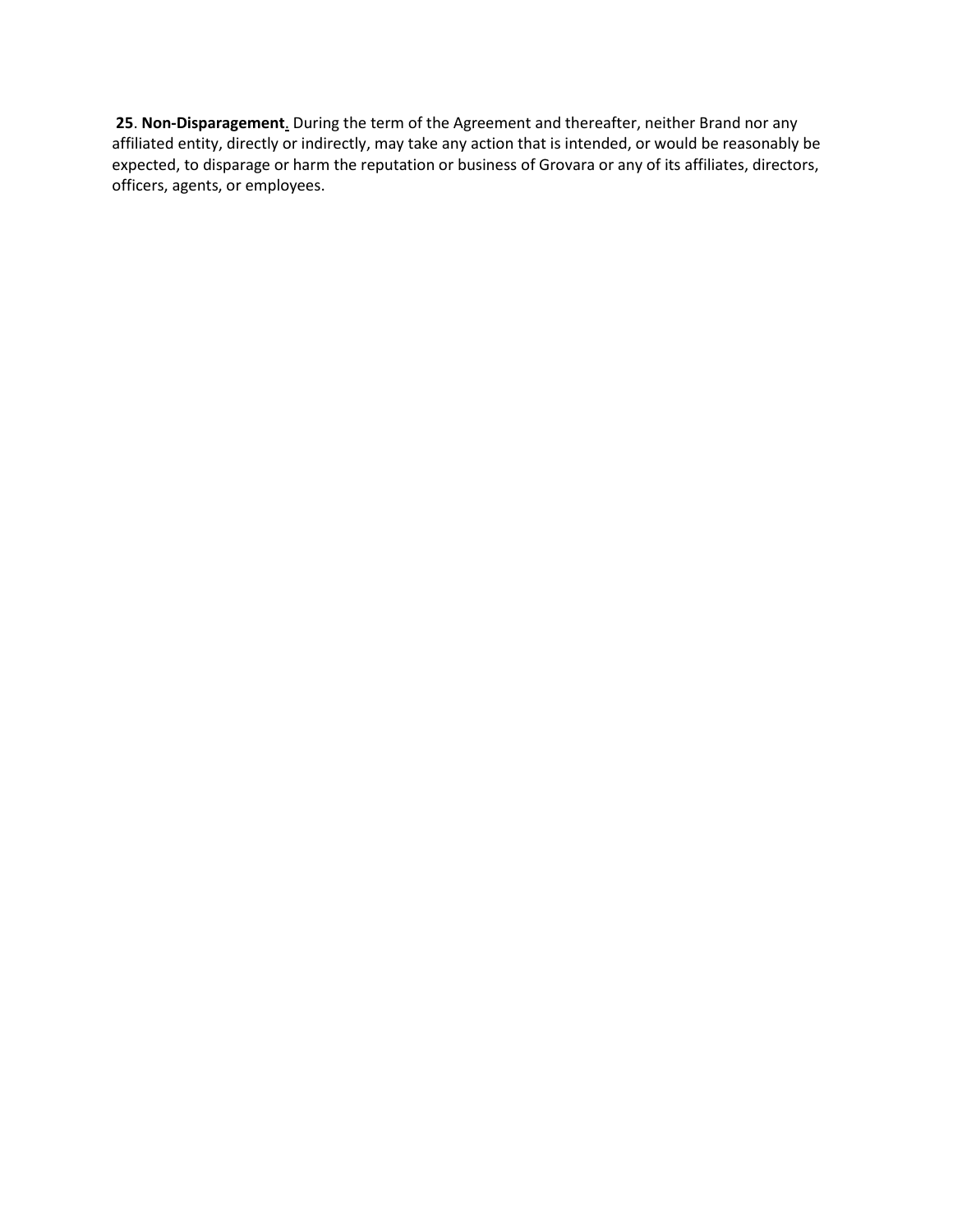**25**. **Non-Disparagement**. During the term of the Agreement and thereafter, neither Brand nor any affiliated entity, directly or indirectly, may take any action that is intended, or would be reasonably be expected, to disparage or harm the reputation or business of Grovara or any of its affiliates, directors, officers, agents, or employees.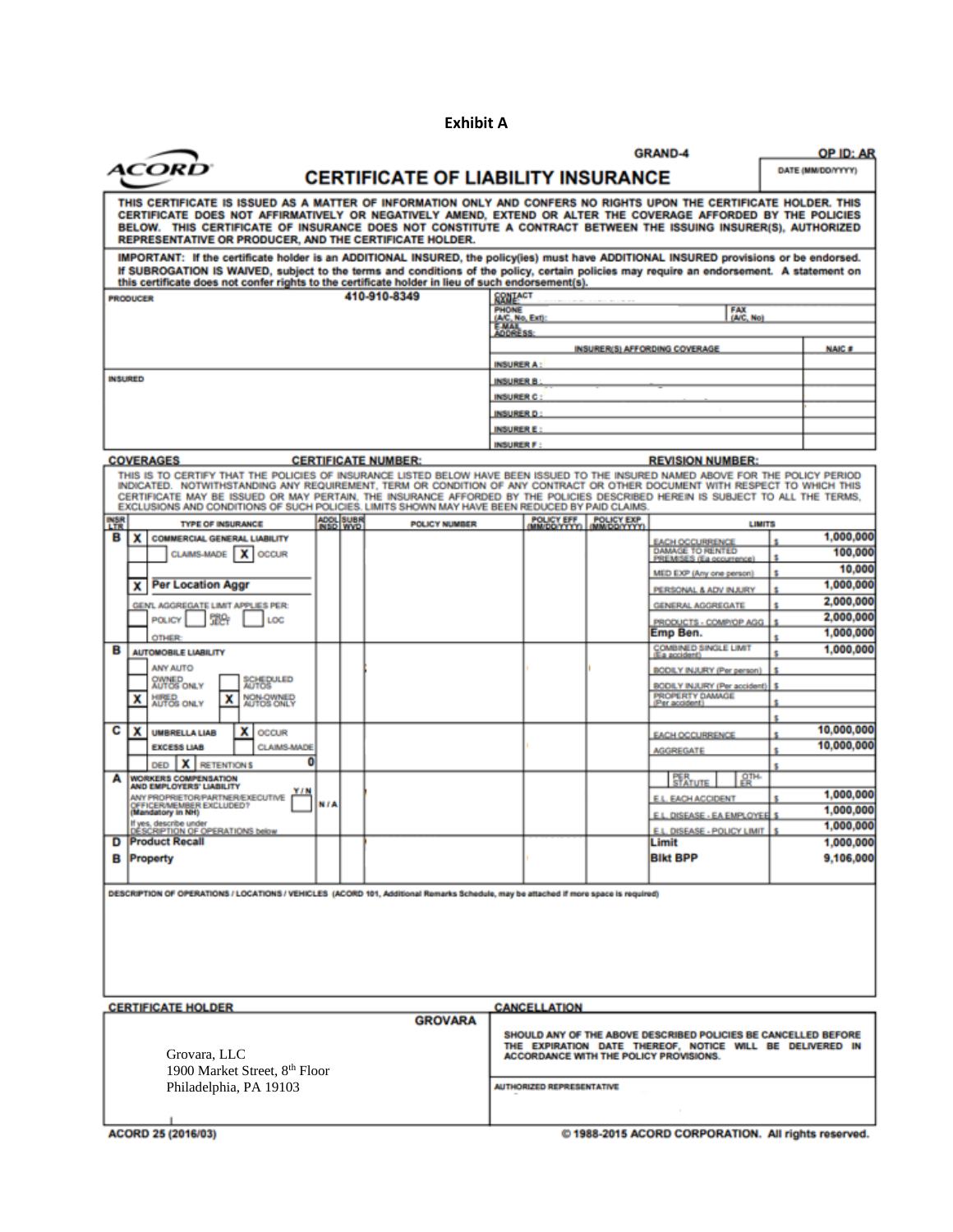**Exhibit A**

ACORD

# CERTIFICATE OF LIABILITY INSURANCE

GRAND-4 OP ID: AR

DATE (MM/DD/YYYY)

THIS CERTIFICATE IS ISSUED AS A MATTER OF INFORMATION ONLY AND CONFERS NO RIGHTS UPON THE CERTIFICATE HOLDER. THIS CERTIFICATE DOES NOT AFFIRMATIVELY OR NEGATIVELY AMEND, EXTEND OR ALTER THE COVERAGE AFFORDED BY THE POLICIES BELOW. THIS CERTIFICATE OF INSURANCE DOES NOT CONSTITUTE A CONTRACT BETWEEN THE ISSUING INSURER(S), AUTHORIZED REPRESENTATIVE OR PRODUCER, AND THE CERTIFICATE HOLDER.

IMPORTANT: If the certificate holder is an ADDITIONAL INSURED, the policy(ies) must have ADDITIONAL INSURED provisions or be endorsed. If SUBROGATION IS WAIVED, subject to the terms and conditions of the policy, certain policies may require an endorsement. A statement on this certificate does not confer rights to the certificate holder in lieu of such endorsement(s).

| | |
|---|---|
| PRODUCER 410-910-8349 | CONTACT NAME: |
| | PHONE (A/C, No, Ext): FAX (A/C, No): |
| | E-MAIL ADDRESS: |
| | INSURER(S) AFFORDING COVERAGE — NAIC # |
| | INSURER A: |
| INSURED | INSURER B: |
| | INSURER C: |
| | INSURER D: |
| | INSURER E: |
| | INSURER F: |

**COVERAGES** CERTIFICATE NUMBER: REVISION NUMBER:

THIS IS TO CERTIFY THAT THE POLICIES OF INSURANCE LISTED BELOW HAVE BEEN ISSUED TO THE INSURED NAMED ABOVE FOR THE POLICY PERIOD INDICATED. NOTWITHSTANDING ANY REQUIREMENT, TERM OR CONDITION OF ANY CONTRACT OR OTHER DOCUMENT WITH RESPECT TO WHICH THIS CERTIFICATE MAY BE ISSUED OR MAY PERTAIN, THE INSURANCE AFFORDED BY THE POLICIES DESCRIBED HEREIN IS SUBJECT TO ALL THE TERMS, EXCLUSIONS AND CONDITIONS OF SUCH POLICIES. LIMITS SHOWN MAY HAVE BEEN REDUCED BY PAID CLAIMS.

| INSR LTR | TYPE OF INSURANCE | ADDL INSD | SUBR WVD | POLICY NUMBER | POLICY EFF (MM/DD/YYYY) | POLICY EXP (MM/DD/YYYY) | LIMITS | |
|---|---|---|---|---|---|---|---|---|
| B | X COMMERCIAL GENERAL LIABILITY | | | | | | EACH OCCURRENCE | $ 1,000,000 |
| | CLAIMS-MADE [X] OCCUR | | | | | | DAMAGE TO RENTED PREMISES (Ea occurrence) | $ 100,000 |
| | | | | | | | MED EXP (Any one person) | $ 10,000 |
| | X Per Location Aggr | | | | | | PERSONAL & ADV INJURY | $ 1,000,000 |
| | GEN'L AGGREGATE LIMIT APPLIES PER: | | | | | | GENERAL AGGREGATE | $ 2,000,000 |
| | POLICY [ ] PRO-JECT [ ] LOC [ ] | | | | | | PRODUCTS - COMP/OP AGG | $ 2,000,000 |
| | OTHER: | | | | | | Emp Ben. | $ 1,000,000 |
| B | AUTOMOBILE LIABILITY | | | | | | COMBINED SINGLE LIMIT (Ea accident) | $ 1,000,000 |
| | ANY AUTO | | | | | | BODILY INJURY (Per person) | $ |
| | OWNED AUTOS ONLY [ ] SCHEDULED AUTOS | | | | | | BODILY INJURY (Per accident) | $ |
| | X HIRED AUTOS ONLY X NON-OWNED AUTOS ONLY | | | | | | PROPERTY DAMAGE (Per accident) | $ |
| | | | | | | | | $ |
| C | X UMBRELLA LIAB X OCCUR | | | | | | EACH OCCURRENCE | $ 10,000,000 |
| | EXCESS LIAB CLAIMS-MADE | | | | | | AGGREGATE | $ 10,000,000 |
| | DED X RETENTION $ 0 | | | | | | | $ |
| A | WORKERS COMPENSATION AND EMPLOYERS' LIABILITY Y/N | | | | | | PER STATUTE OTH-ER | |
| | ANY PROPRIETOR/PARTNER/EXECUTIVE OFFICER/MEMBER EXCLUDED? (Mandatory in NH) | N/A | | | | | E.L. EACH ACCIDENT | $ 1,000,000 |
| | If yes, describe under DESCRIPTION OF OPERATIONS below | | | | | | E.L. DISEASE - EA EMPLOYEE | $ 1,000,000 |
| | | | | | | | E.L. DISEASE - POLICY LIMIT | $ 1,000,000 |
| D | Product Recall | | | | | | Limit | 1,000,000 |
| B | Property | | | | | | Blkt BPP | 9,106,000 |

DESCRIPTION OF OPERATIONS / LOCATIONS / VEHICLES (ACORD 101, Additional Remarks Schedule, may be attached if more space is required)

| CERTIFICATE HOLDER | CANCELLATION |
|---|---|
| GROVARA<br><br>Grovara, LLC<br>1900 Market Street, 8th Floor<br>Philadelphia, PA 19103 | SHOULD ANY OF THE ABOVE DESCRIBED POLICIES BE CANCELLED BEFORE THE EXPIRATION DATE THEREOF, NOTICE WILL BE DELIVERED IN ACCORDANCE WITH THE POLICY PROVISIONS.<br><br>AUTHORIZED REPRESENTATIVE |

ACORD 25 (2016/03) © 1988-2015 ACORD CORPORATION. All rights reserved.